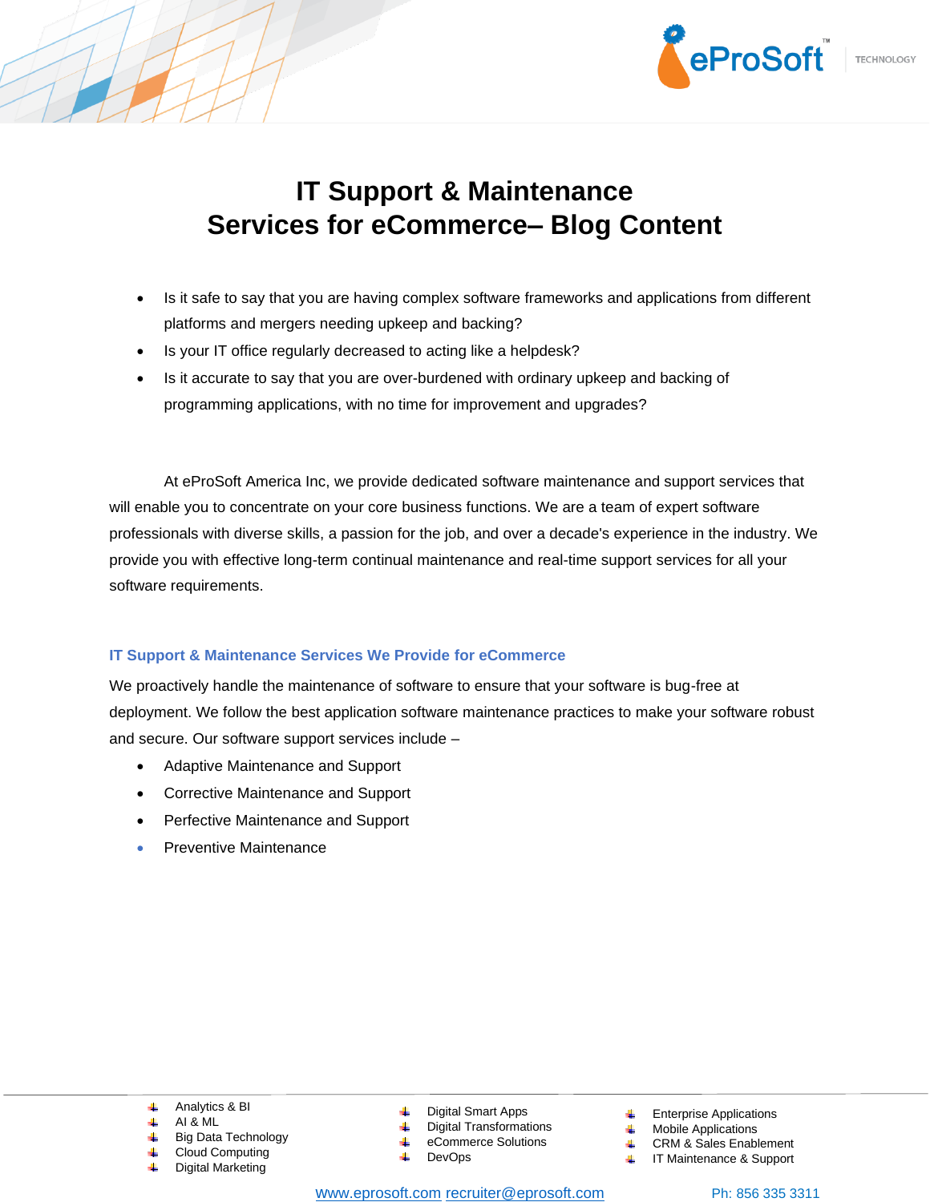# IT Support & Maintenance Services for eCommerce– Blog Content

- Is it safe to say that you are having complex software frameworks and applications from different platforms and mergers needing upkeep and backing?
- Is your IT office regularly decreased to acting like a helpdesk?
- Is it accurate to say that you are over-burdened with ordinary upkeep and backing of programming applications, with no time for improvement and upgrades?

At eProSoft America Inc, we provide dedicated software maintenance and support services that will enable you to concentrate on your core business functions. We are a team of expert software professionals with diverse skills, a passion for the job, and over a decade's experience in the industry. We provide you with effective long-term continual maintenance and real-time support services for all your software requirements.

## IT Support & Maintenance Services We Provide for eCommerce

We proactively handle the maintenance of software to ensure that your software is bug-free at deployment. We follow the best application software maintenance practices to make your software robust and secure. Our software support services include –

- Adaptive Maintenance and Support
- Corrective Maintenance and Support
- Perfective Maintenance and Support
- Preventive Maintenance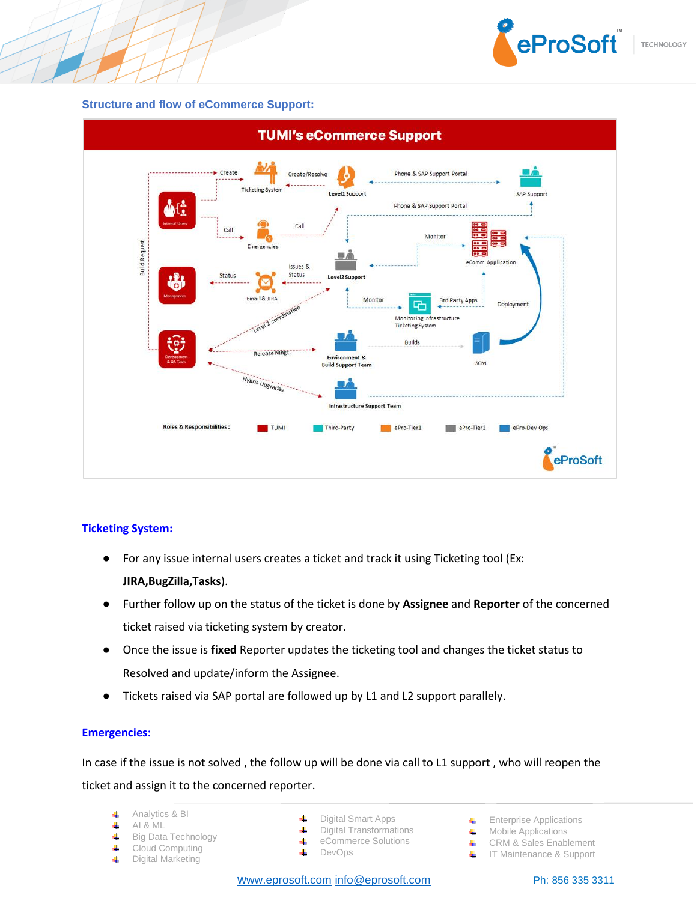## Structure and flow of eCommerce Support:

TUMI's eCommerce Support

Create — Ticketing System — Create/Resolve — Level1 Support — Phone & SAP Support Portal — SAP Support

Phone & SAP Support Portal

Call — Emergencies — Call

Monitor — eComm Application

Build Request

Status — Email & JIRA — Issues & Status — Level2 Support

Monitor — Monitoring Infrastructure Ticketing System — 3rd Party Apps — Deployment

Level 2 coordination

Release Mngt. — Environment & Build Support Team — Builds — SCM

Hybris Upgrades — Infrastructure Support Team

Roles & Responsibilities : TUMI | Third-Party | ePro-Tier1 | ePro-Tier2 | ePro-Dev Ops

## Ticketing System:

- For any issue internal users creates a ticket and track it using Ticketing tool (Ex: **JIRA,BugZilla,Tasks**).
- Further follow up on the status of the ticket is done by **Assignee** and **Reporter** of the concerned ticket raised via ticketing system by creator.
- Once the issue is **fixed** Reporter updates the ticketing tool and changes the ticket status to Resolved and update/inform the Assignee.
- Tickets raised via SAP portal are followed up by L1 and L2 support parallely.

## Emergencies:

In case if the issue is not solved , the follow up will be done via call to L1 support , who will reopen the ticket and assign it to the concerned reporter.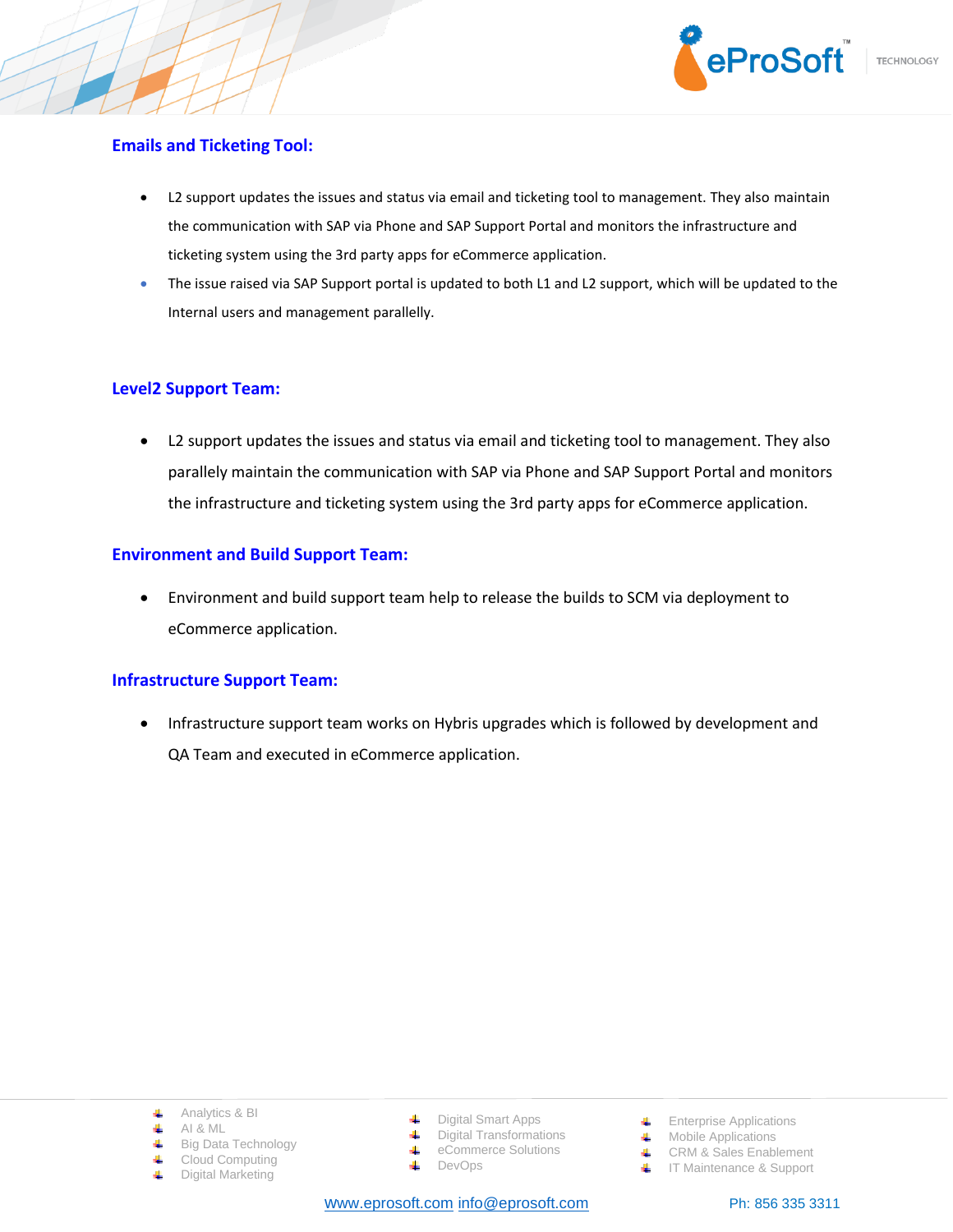## Emails and Ticketing Tool:

- L2 support updates the issues and status via email and ticketing tool to management. They also maintain the communication with SAP via Phone and SAP Support Portal and monitors the infrastructure and ticketing system using the 3rd party apps for eCommerce application.
- The issue raised via SAP Support portal is updated to both L1 and L2 support, which will be updated to the Internal users and management parallelly.

## Level2 Support Team:

- L2 support updates the issues and status via email and ticketing tool to management. They also parallely maintain the communication with SAP via Phone and SAP Support Portal and monitors the infrastructure and ticketing system using the 3rd party apps for eCommerce application.

## Environment and Build Support Team:

- Environment and build support team help to release the builds to SCM via deployment to eCommerce application.

## Infrastructure Support Team:

- Infrastructure support team works on Hybris upgrades which is followed by development and QA Team and executed in eCommerce application.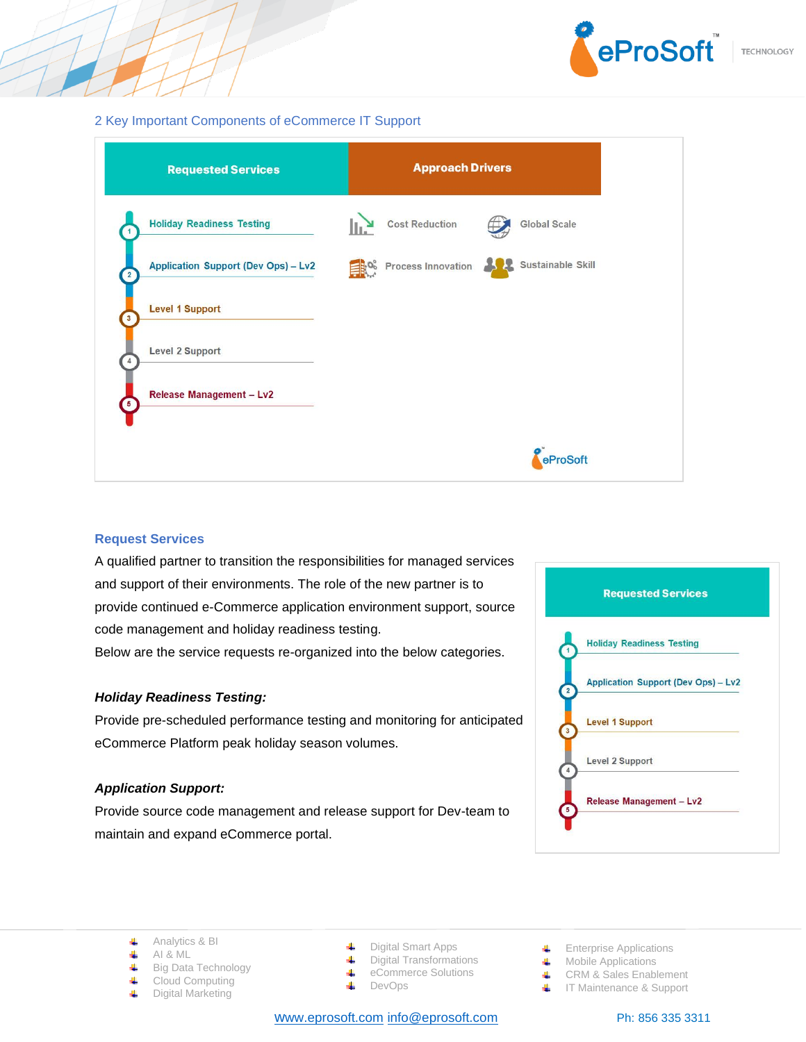## 2 Key Important Components of eCommerce IT Support

| Requested Services | Approach Drivers | |
|---|---|---|
| 1. Holiday Readiness Testing | Cost Reduction | Global Scale |
| 2. Application Support (Dev Ops) – Lv2 | Process Innovation | Sustainable Skill |
| 3. Level 1 Support | | |
| 4. Level 2 Support | | |
| 5. Release Management – Lv2 | | |

### Request Services

A qualified partner to transition the responsibilities for managed services and support of their environments. The role of the new partner is to provide continued e-Commerce application environment support, source code management and holiday readiness testing.

Below are the service requests re-organized into the below categories.

**Requested Services**

1. Holiday Readiness Testing
2. Application Support (Dev Ops) – Lv2
3. Level 1 Support
4. Level 2 Support
5. Release Management – Lv2

***Holiday Readiness Testing:***

Provide pre-scheduled performance testing and monitoring for anticipated eCommerce Platform peak holiday season volumes.

***Application Support:***

Provide source code management and release support for Dev-team to maintain and expand eCommerce portal.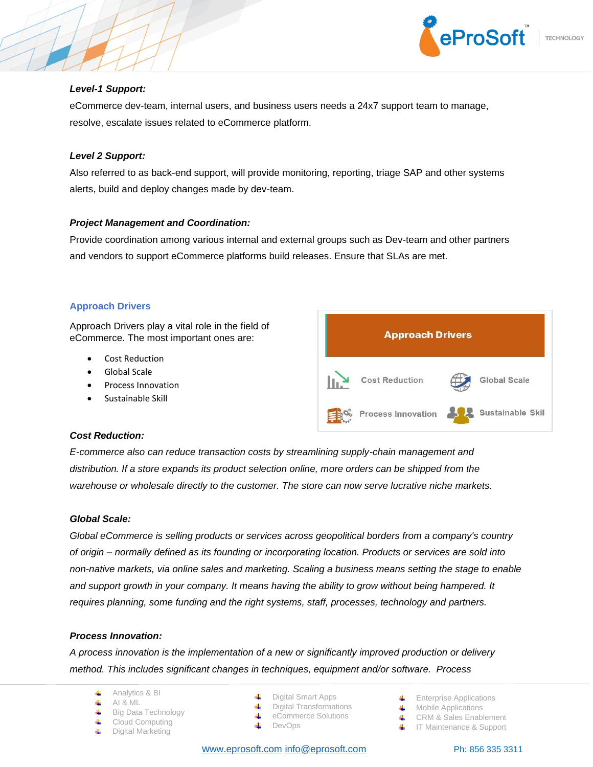***Level-1 Support:***

eCommerce dev-team, internal users, and business users needs a 24x7 support team to manage, resolve, escalate issues related to eCommerce platform.

***Level 2 Support:***

Also referred to as back-end support, will provide monitoring, reporting, triage SAP and other systems alerts, build and deploy changes made by dev-team.

***Project Management and Coordination:***

Provide coordination among various internal and external groups such as Dev-team and other partners and vendors to support eCommerce platforms build releases. Ensure that SLAs are met.

## Approach Drivers

Approach Drivers play a vital role in the field of eCommerce. The most important ones are:

- Cost Reduction
- Global Scale
- Process Innovation
- Sustainable Skill

| Approach Drivers | |
|---|---|
| Cost Reduction | Global Scale |
| Process Innovation | Sustainable Skil |

***Cost Reduction:***

*E-commerce also can reduce transaction costs by streamlining supply-chain management and distribution. If a store expands its product selection online, more orders can be shipped from the warehouse or wholesale directly to the customer. The store can now serve lucrative niche markets.*

***Global Scale:***

*Global eCommerce is selling products or services across geopolitical borders from a company's country of origin – normally defined as its founding or incorporating location. Products or services are sold into non-native markets, via online sales and marketing. Scaling a business means setting the stage to enable and support growth in your company. It means having the ability to grow without being hampered. It requires planning, some funding and the right systems, staff, processes, technology and partners.*

***Process Innovation:***

*A process innovation is the implementation of a new or significantly improved production or delivery method. This includes significant changes in techniques, equipment and/or software. Process*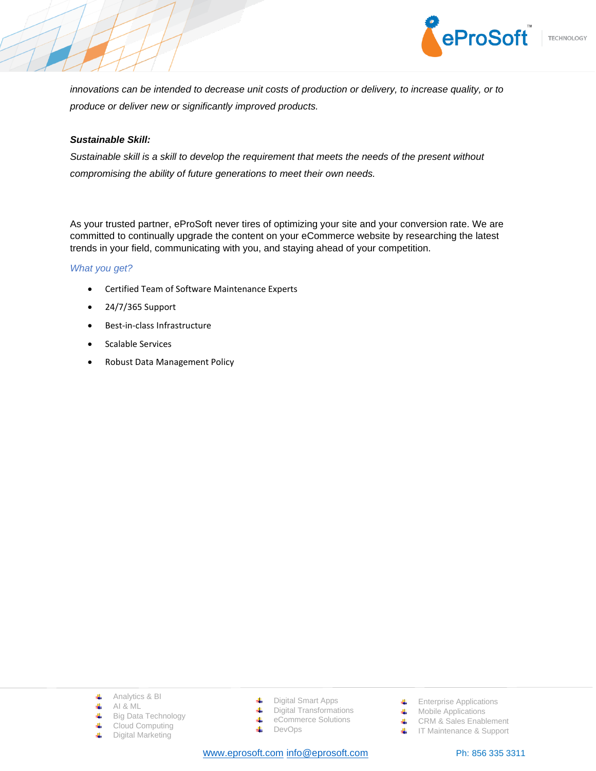*innovations can be intended to decrease unit costs of production or delivery, to increase quality, or to produce or deliver new or significantly improved products.*

***Sustainable Skill:***

*Sustainable skill is a skill to develop the requirement that meets the needs of the present without compromising the ability of future generations to meet their own needs.*

As your trusted partner, eProSoft never tires of optimizing your site and your conversion rate. We are committed to continually upgrade the content on your eCommerce website by researching the latest trends in your field, communicating with you, and staying ahead of your competition.

*What you get?*

- Certified Team of Software Maintenance Experts
- 24/7/365 Support
- Best-in-class Infrastructure
- Scalable Services
- Robust Data Management Policy